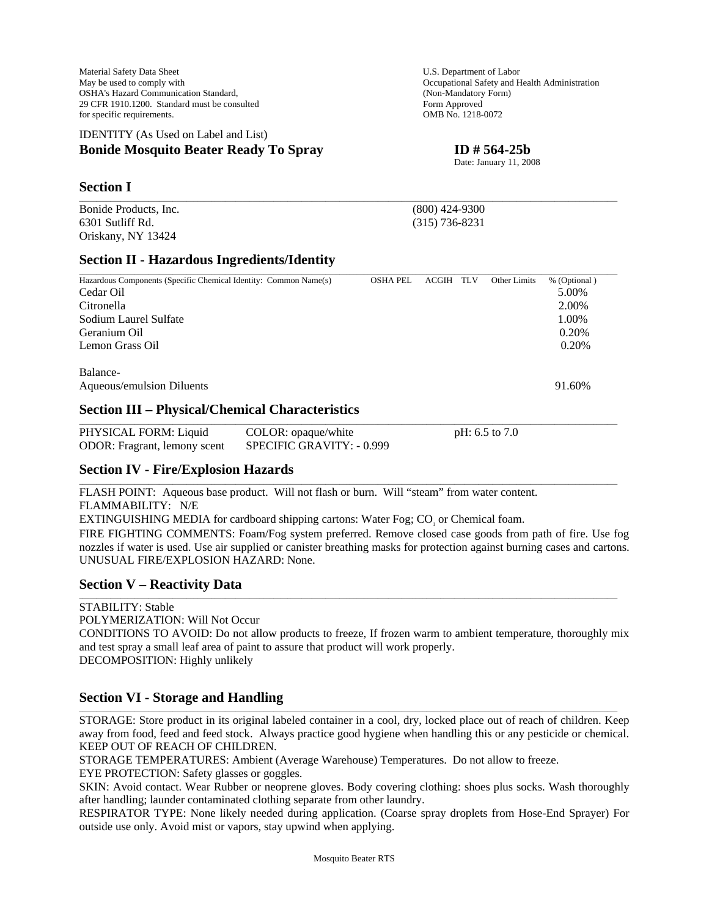Material Safety Data Sheet
May be used to comply with
OSHA's Hazard Communication Standard,
29 CFR 1910.1200. Standard must be consulted
for specific requirements.

U.S. Department of Labor
Occupational Safety and Health Administration
(Non-Mandatory Form)
Form Approved
OMB No. 1218-0072

IDENTITY (As Used on Label and List)

**Bonide Mosquito Beater Ready To Spray** **ID # 564-25b**

Date: January 11, 2008

## Section I

Bonide Products, Inc.
6301 Sutliff Rd.
Oriskany, NY 13424

(800) 424-9300
(315) 736-8231

## Section II - Hazardous Ingredients/Identity

| Hazardous Components (Specific Chemical Identity: Common Name(s) | OSHA PEL | ACGIH TLV | Other Limits | % (Optional ) |
|---|---|---|---|---|
| Cedar Oil | | | | 5.00% |
| Citronella | | | | 2.00% |
| Sodium Laurel Sulfate | | | | 1.00% |
| Geranium Oil | | | | 0.20% |
| Lemon Grass Oil | | | | 0.20% |
| Balance- Aqueous/emulsion Diluents | | | | 91.60% |

## Section III – Physical/Chemical Characteristics

PHYSICAL FORM: Liquid COLOR: opaque/white pH: 6.5 to 7.0
ODOR: Fragrant, lemony scent SPECIFIC GRAVITY: - 0.999

## Section IV - Fire/Explosion Hazards

FLASH POINT: Aqueous base product. Will not flash or burn. Will "steam" from water content.
FLAMMABILITY: N/E
EXTINGUISHING MEDIA for cardboard shipping cartons: Water Fog; $CO_1$ or Chemical foam.
FIRE FIGHTING COMMENTS: Foam/Fog system preferred. Remove closed case goods from path of fire. Use fog nozzles if water is used. Use air supplied or canister breathing masks for protection against burning cases and cartons.
UNUSUAL FIRE/EXPLOSION HAZARD: None.

## Section V – Reactivity Data

STABILITY: Stable
POLYMERIZATION: Will Not Occur
CONDITIONS TO AVOID: Do not allow products to freeze, If frozen warm to ambient temperature, thoroughly mix and test spray a small leaf area of paint to assure that product will work properly.
DECOMPOSITION: Highly unlikely

## Section VI - Storage and Handling

STORAGE: Store product in its original labeled container in a cool, dry, locked place out of reach of children. Keep away from food, feed and feed stock. Always practice good hygiene when handling this or any pesticide or chemical. KEEP OUT OF REACH OF CHILDREN.
STORAGE TEMPERATURES: Ambient (Average Warehouse) Temperatures. Do not allow to freeze.
EYE PROTECTION: Safety glasses or goggles.
SKIN: Avoid contact. Wear Rubber or neoprene gloves. Body covering clothing: shoes plus socks. Wash thoroughly after handling; launder contaminated clothing separate from other laundry.
RESPIRATOR TYPE: None likely needed during application. (Coarse spray droplets from Hose-End Sprayer) For outside use only. Avoid mist or vapors, stay upwind when applying.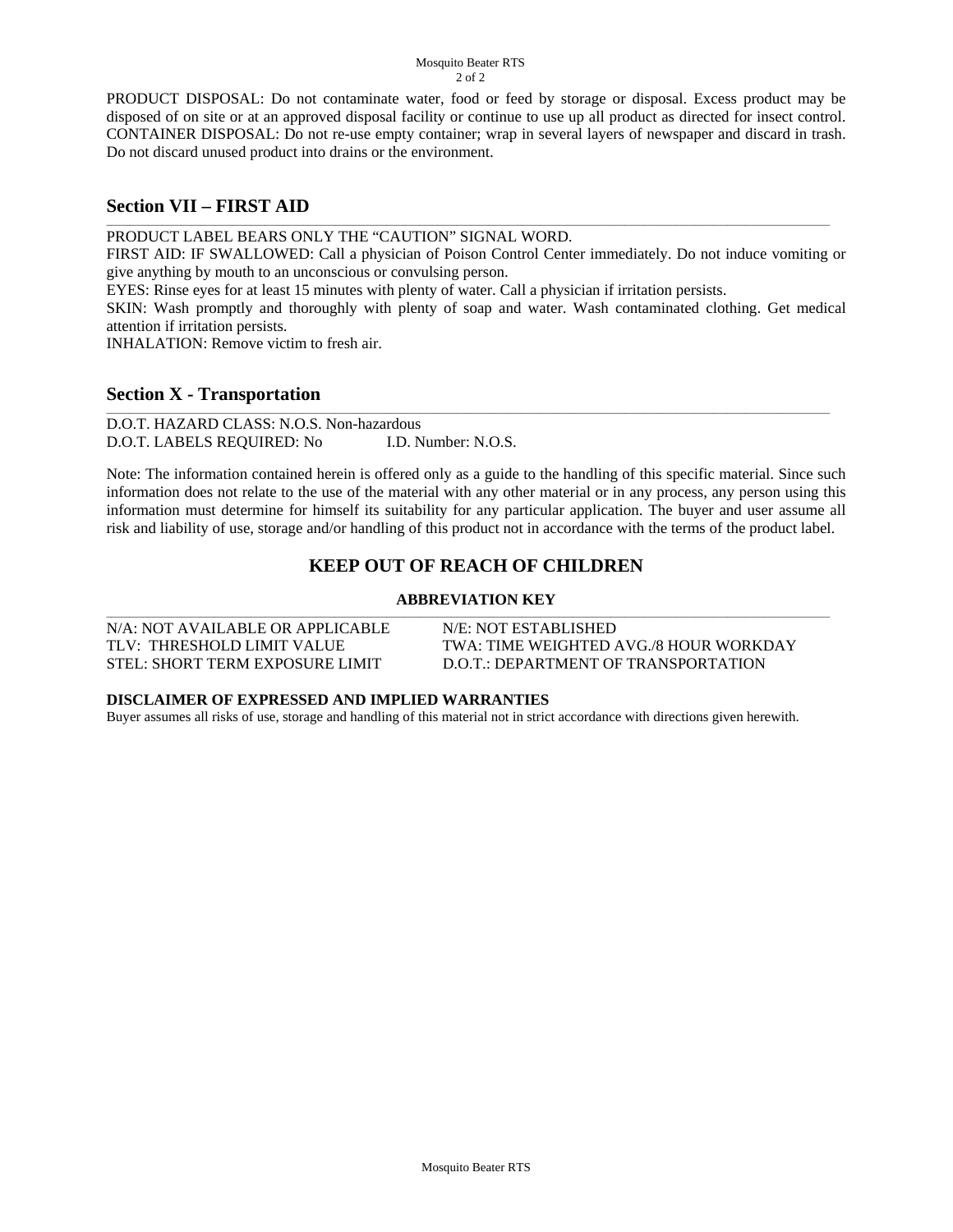PRODUCT DISPOSAL: Do not contaminate water, food or feed by storage or disposal. Excess product may be disposed of on site or at an approved disposal facility or continue to use up all product as directed for insect control.
CONTAINER DISPOSAL: Do not re-use empty container; wrap in several layers of newspaper and discard in trash. Do not discard unused product into drains or the environment.

## Section VII – FIRST AID

PRODUCT LABEL BEARS ONLY THE "CAUTION" SIGNAL WORD.
FIRST AID: IF SWALLOWED: Call a physician of Poison Control Center immediately. Do not induce vomiting or give anything by mouth to an unconscious or convulsing person.
EYES: Rinse eyes for at least 15 minutes with plenty of water. Call a physician if irritation persists.
SKIN: Wash promptly and thoroughly with plenty of soap and water. Wash contaminated clothing. Get medical attention if irritation persists.
INHALATION: Remove victim to fresh air.

## Section X - Transportation

D.O.T. HAZARD CLASS: N.O.S. Non-hazardous
D.O.T. LABELS REQUIRED: No I.D. Number: N.O.S.

Note: The information contained herein is offered only as a guide to the handling of this specific material. Since such information does not relate to the use of the material with any other material or in any process, any person using this information must determine for himself its suitability for any particular application. The buyer and user assume all risk and liability of use, storage and/or handling of this product not in accordance with the terms of the product label.

## KEEP OUT OF REACH OF CHILDREN

### ABBREVIATION KEY

| | |
|---|---|
| N/A: NOT AVAILABLE OR APPLICABLE | N/E: NOT ESTABLISHED |
| TLV: THRESHOLD LIMIT VALUE | TWA: TIME WEIGHTED AVG./8 HOUR WORKDAY |
| STEL: SHORT TERM EXPOSURE LIMIT | D.O.T.: DEPARTMENT OF TRANSPORTATION |

**DISCLAIMER OF EXPRESSED AND IMPLIED WARRANTIES**

Buyer assumes all risks of use, storage and handling of this material not in strict accordance with directions given herewith.